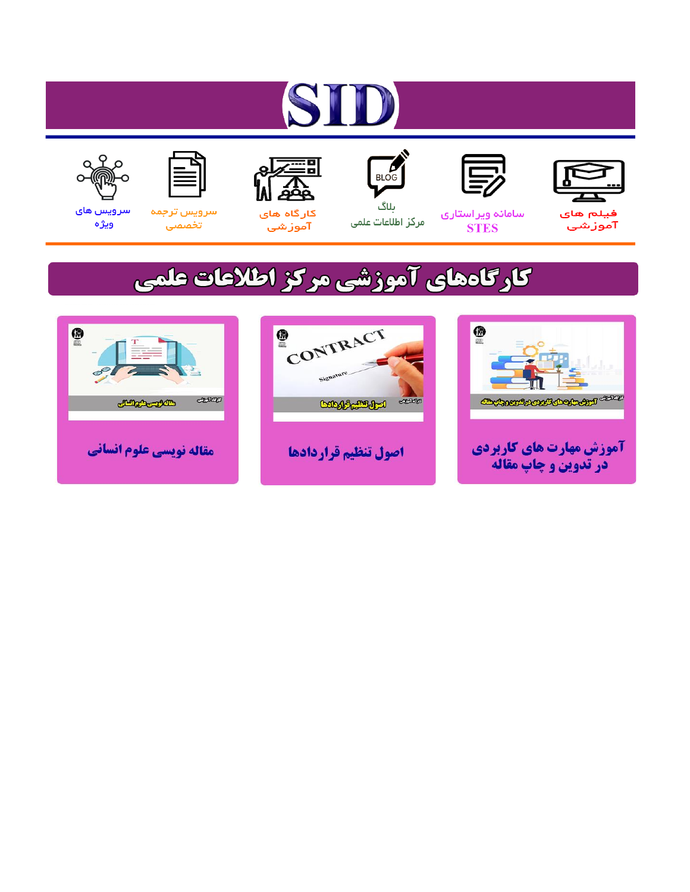# SID

فیلم های آموزشی

سامانه ویراستاری STES

بلاگ مرکز اطلاعات علمی

کارگاه های آموزشی

سرویس ترجمه تخصصی

سرویس های ویژه

## کارگاه‌های آموزشی مرکز اطلاعات علمی

آموزش مهارت های کاربردی در تدوین و چاپ مقاله

اصول تنظیم قراردادها

مقاله نویسی علوم انسانی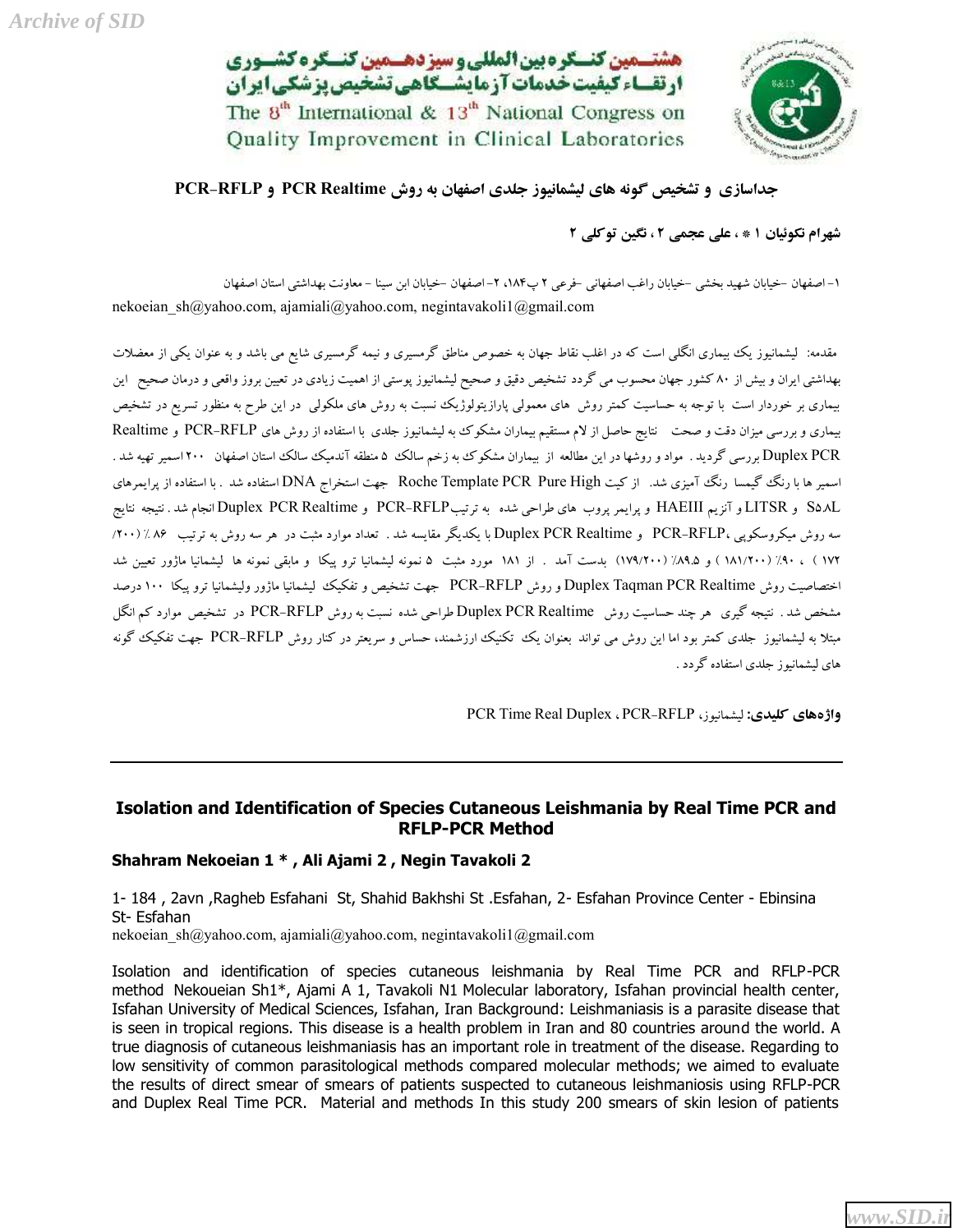## جداسازی و تشخیص گونه های لیشمانیوز جلدی اصفهان به روش PCR Realtime و PCR-RFLP

**شهرام نکوئیان ۱ \*، علی عجمی ۲، نگین توکلی ۲**

۱- اصفهان -خیابان شهید بخشی -خیابان راغب اصفهانی -فرعی ۲ پ۱۸۴، ۲- اصفهان -خیابان ابن سینا - معاونت بهداشتی استان اصفهان

nekoeian_sh@yahoo.com, ajamiali@yahoo.com, negintavakoli1@gmail.com

مقدمه: لیشمانیوز یک بیماری انگلی است که در اغلب نقاط جهان به خصوص مناطق گرمسیری و نیمه گرمسیری شایع می باشد و به عنوان یکی از معضلات بهداشتی ایران و بیش از ۸۰ کشور جهان محسوب می گردد تشخیص دقیق و صحیح لیشمانیوز پوستی از اهمیت زیادی در تعیین بروز واقعی و درمان صحیح این بیماری بر خوردار است با توجه به حساسیت کمتر روش های معمولی پارازیتولوژیک نسبت به روش های ملکولی در این طرح به منظور تسریع در تشخیص بیماری و بررسی میزان دقت و صحت نتایج حاصل از لام مستقیم بیماران مشکوک به لیشمانیوز جلدی با استفاده از روش های PCR-RFLP و Realtime Duplex PCR بررسی گردید . مواد و روشها در این مطالعه از بیماران مشکوک به زخم سالک ۵ منطقه آندمیک سالک استان اصفهان ۲۰۰ اسمیر تهیه شد . اسمیر ها با رنگ گیمسا رنگ آمیزی شد. از کیت Roche Template PCR Pure High جهت استخراج DNA استفاده شد . با استفاده از پرایمرهای S5.8L و LITSR و آنزیم HAEIII و پرایمر پروب های طراحی شده به ترتیب PCR-RFLP و Duplex PCR Realtime انجام شد . نتیجه نتایج سه روش میکروسکوپی، PCR-RFLP و Duplex PCR Realtime با یکدیگر مقایسه شد . تعداد موارد مثبت در هر سه روش به ترتیب ۸۶٪ (۱۷۲/۲۰۰) ، ۹۰٪ (۱۸۱/۲۰۰) و ۸۹.۵٪ (۱۷۹/۲۰۰) بدست آمد . از ۱۸۱ مورد مثبت ۵ نمونه لیشمانیا ترو پیکا و مابقی نمونه ها لیشمانیا ماژور تعیین شد اختصاصیت روش Duplex Taqman PCR Realtime و روش PCR-RFLP جهت تشخیص و تفکیک لیشمانیا ماژور ولیشمانیا ترو پیکا ۱۰۰ درصد مشخص شد . نتیجه گیری هر چند حساسیت روش Duplex PCR Realtime طراحی شده نسبت به روش PCR-RFLP در تشخیص موارد کم انگل مبتلا به لیشمانیوز جلدی کمتر بود اما این روش می تواند بعنوان یک تکنیک ارزشمند، حساس و سریعتر در کنار روش PCR-RFLP جهت تفکیک گونه های لیشمانیوز جلدی استفاده گردد .

**واژه‌های کلیدی:** لیشمانیوز، PCR-RFLP، Duplex Real Time PCR

---

## Isolation and Identification of Species Cutaneous Leishmania by Real Time PCR and RFLP-PCR Method

**Shahram Nekoeian 1 \* , Ali Ajami 2 , Negin Tavakoli 2**

1- 184 , 2avn ,Ragheb Esfahani St, Shahid Bakhshi St .Esfahan, 2- Esfahan Province Center - Ebinsina St- Esfahan

nekoeian_sh@yahoo.com, ajamiali@yahoo.com, negintavakoli1@gmail.com

Isolation and identification of species cutaneous leishmania by Real Time PCR and RFLP-PCR method Nekoueian Sh1\*, Ajami A 1, Tavakoli N1 Molecular laboratory, Isfahan provincial health center, Isfahan University of Medical Sciences, Isfahan, Iran Background: Leishmaniasis is a parasite disease that is seen in tropical regions. This disease is a health problem in Iran and 80 countries around the world. A true diagnosis of cutaneous leishmaniasis has an important role in treatment of the disease. Regarding to low sensitivity of common parasitological methods compared molecular methods; we aimed to evaluate the results of direct smear of smears of patients suspected to cutaneous leishmaniosis using RFLP-PCR and Duplex Real Time PCR. Material and methods In this study 200 smears of skin lesion of patients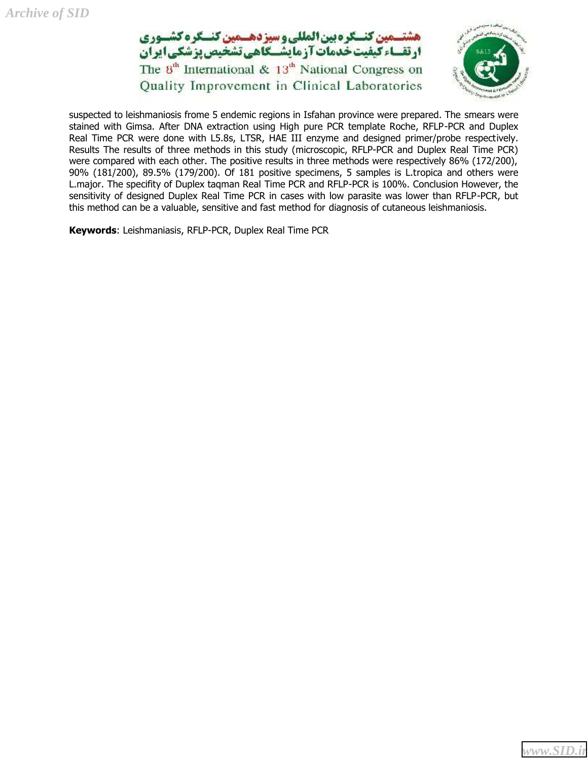suspected to leishmaniosis frome 5 endemic regions in Isfahan province were prepared. The smears were stained with Gimsa. After DNA extraction using High pure PCR template Roche, RFLP-PCR and Duplex Real Time PCR were done with L5.8s, LTSR, HAE III enzyme and designed primer/probe respectively. Results The results of three methods in this study (microscopic, RFLP-PCR and Duplex Real Time PCR) were compared with each other. The positive results in three methods were respectively 86% (172/200), 90% (181/200), 89.5% (179/200). Of 181 positive specimens, 5 samples is L.tropica and others were L.major. The specifity of Duplex taqman Real Time PCR and RFLP-PCR is 100%. Conclusion However, the sensitivity of designed Duplex Real Time PCR in cases with low parasite was lower than RFLP-PCR, but this method can be a valuable, sensitive and fast method for diagnosis of cutaneous leishmaniosis.

**Keywords**: Leishmaniasis, RFLP-PCR, Duplex Real Time PCR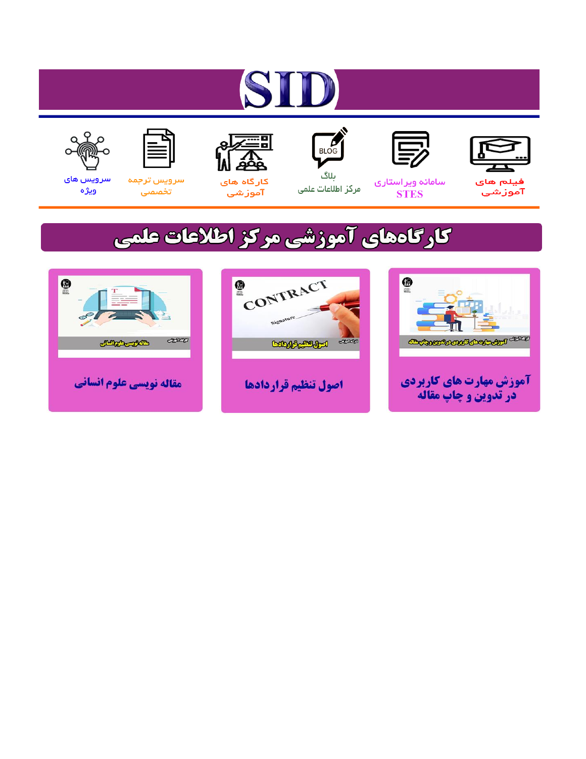# SID

فیلم های آموزشی

سامانه ویراستاری STES

بلاگ مرکز اطلاعات علمی

کارگاه های آموزشی

سرویس ترجمه تخصصی

سرویس های ویژه

## کارگاه‌های آموزشی مرکز اطلاعات علمی

آموزش مهارت های کاربردی در تدوین و چاپ مقاله

اصول تنظیم قراردادها

مقاله نویسی علوم انسانی